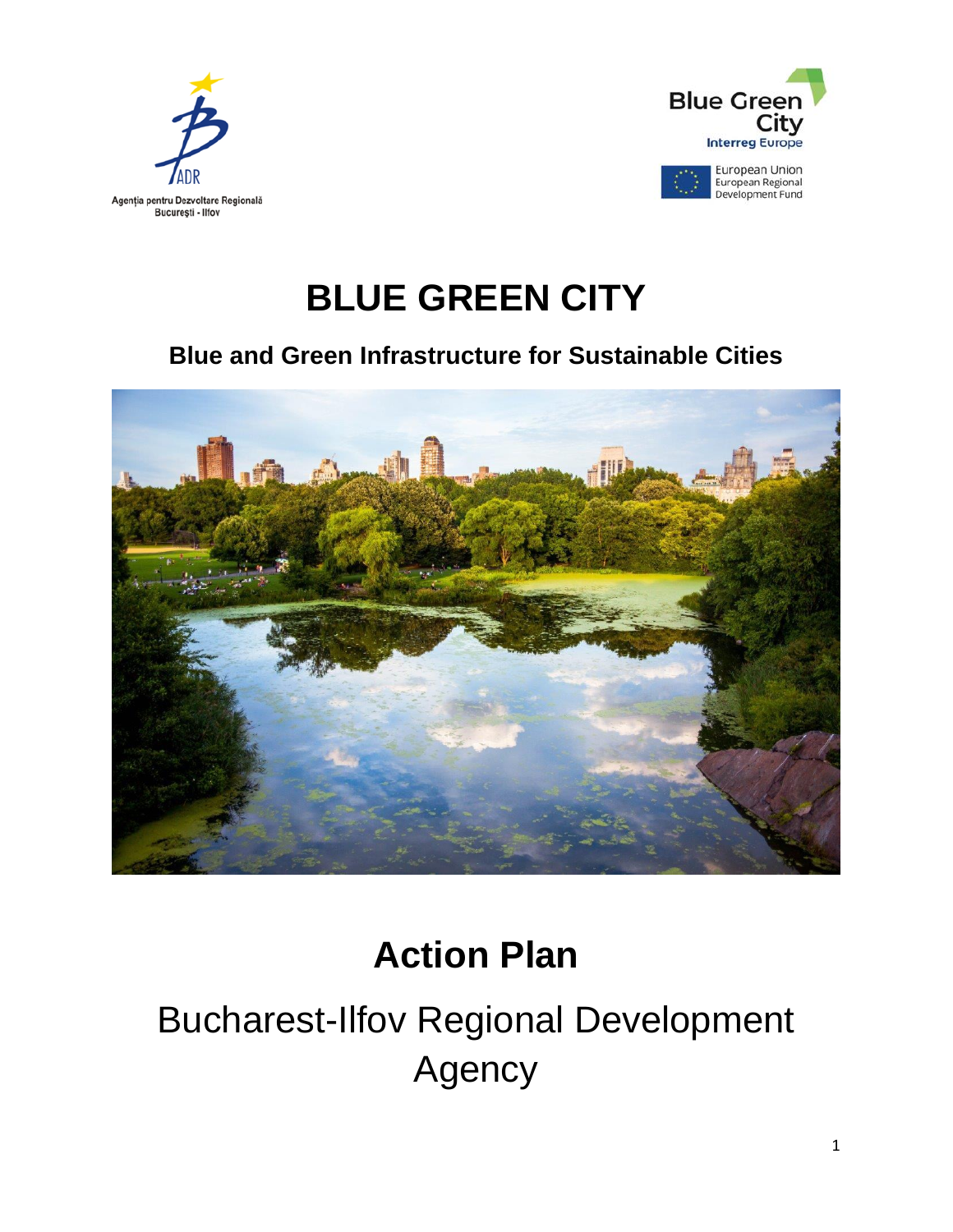Agenția pentru Dezvoltare Regională București - Ilfov

Blue Green City
Interreg Europe

European Union
European Regional Development Fund

# BLUE GREEN CITY

**Blue and Green Infrastructure for Sustainable Cities**

# Action Plan

## Bucharest-Ilfov Regional Development Agency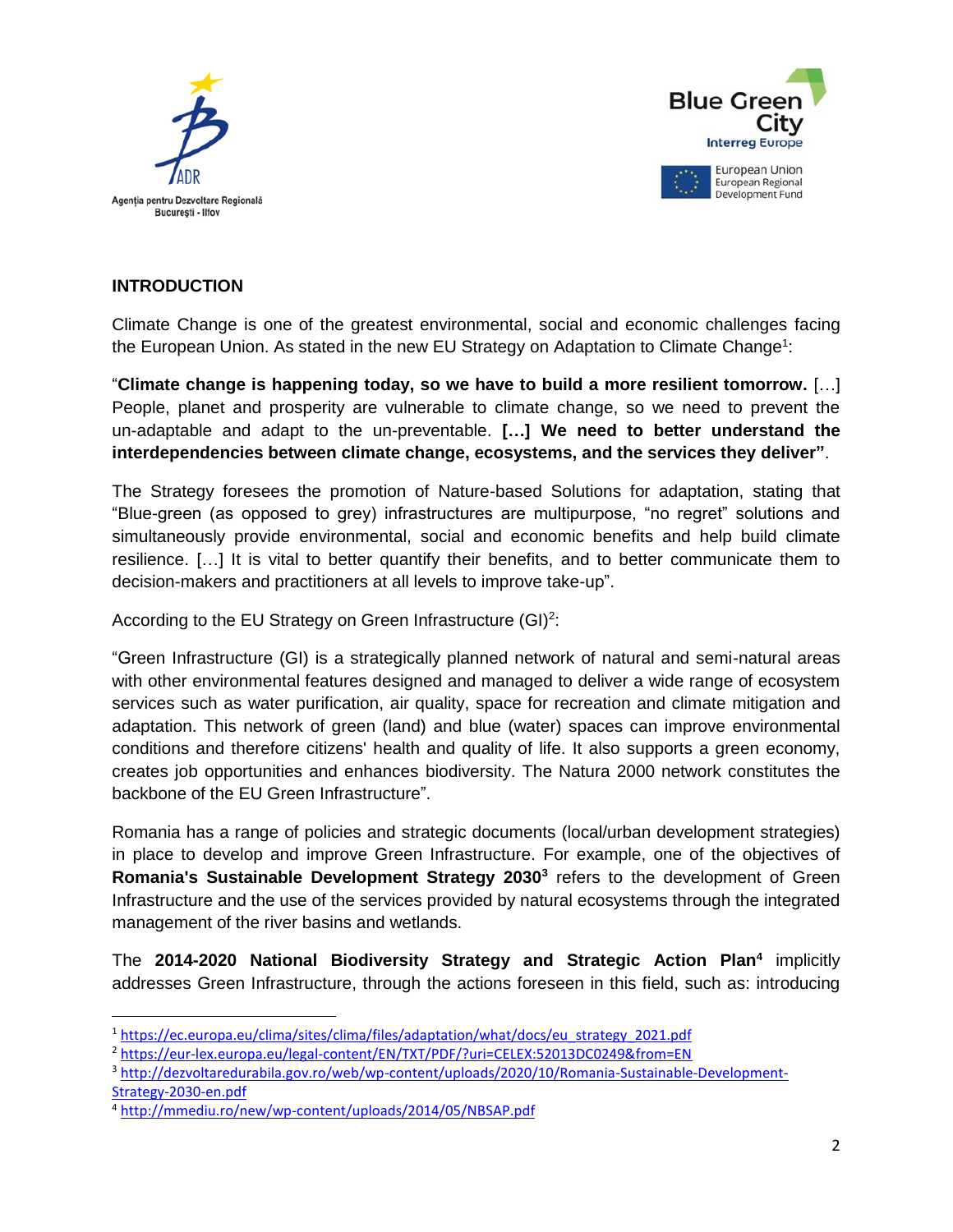## INTRODUCTION

Climate Change is one of the greatest environmental, social and economic challenges facing the European Union. As stated in the new EU Strategy on Adaptation to Climate Change[1]:

"**Climate change is happening today, so we have to build a more resilient tomorrow.** […] People, planet and prosperity are vulnerable to climate change, so we need to prevent the un-adaptable and adapt to the un-preventable. **[…] We need to better understand the interdependencies between climate change, ecosystems, and the services they deliver"**.

The Strategy foresees the promotion of Nature-based Solutions for adaptation, stating that "Blue-green (as opposed to grey) infrastructures are multipurpose, "no regret" solutions and simultaneously provide environmental, social and economic benefits and help build climate resilience. […] It is vital to better quantify their benefits, and to better communicate them to decision-makers and practitioners at all levels to improve take-up".

According to the EU Strategy on Green Infrastructure (GI)[2]:

"Green Infrastructure (GI) is a strategically planned network of natural and semi-natural areas with other environmental features designed and managed to deliver a wide range of ecosystem services such as water purification, air quality, space for recreation and climate mitigation and adaptation. This network of green (land) and blue (water) spaces can improve environmental conditions and therefore citizens' health and quality of life. It also supports a green economy, creates job opportunities and enhances biodiversity. The Natura 2000 network constitutes the backbone of the EU Green Infrastructure".

Romania has a range of policies and strategic documents (local/urban development strategies) in place to develop and improve Green Infrastructure. For example, one of the objectives of **Romania's Sustainable Development Strategy 2030**[3] refers to the development of Green Infrastructure and the use of the services provided by natural ecosystems through the integrated management of the river basins and wetlands.

The **2014-2020 National Biodiversity Strategy and Strategic Action Plan**[4] implicitly addresses Green Infrastructure, through the actions foreseen in this field, such as: introducing

---

[1] https://ec.europa.eu/clima/sites/clima/files/adaptation/what/docs/eu_strategy_2021.pdf

[2] https://eur-lex.europa.eu/legal-content/EN/TXT/PDF/?uri=CELEX:52013DC0249&from=EN

[3] http://dezvoltaredurabila.gov.ro/web/wp-content/uploads/2020/10/Romania-Sustainable-Development-Strategy-2030-en.pdf

[4] http://mmediu.ro/new/wp-content/uploads/2014/05/NBSAP.pdf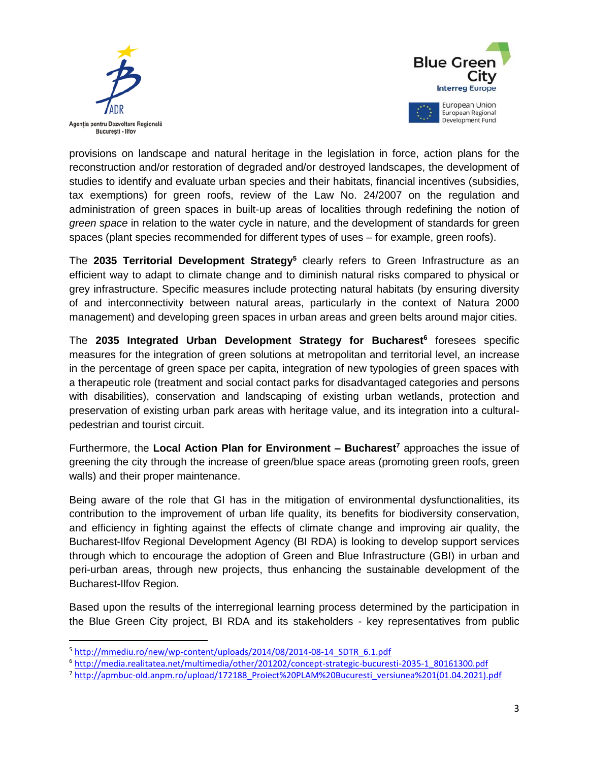provisions on landscape and natural heritage in the legislation in force, action plans for the reconstruction and/or restoration of degraded and/or destroyed landscapes, the development of studies to identify and evaluate urban species and their habitats, financial incentives (subsidies, tax exemptions) for green roofs, review of the Law No. 24/2007 on the regulation and administration of green spaces in built-up areas of localities through redefining the notion of *green space* in relation to the water cycle in nature, and the development of standards for green spaces (plant species recommended for different types of uses – for example, green roofs).

The **2035 Territorial Development Strategy**[5] clearly refers to Green Infrastructure as an efficient way to adapt to climate change and to diminish natural risks compared to physical or grey infrastructure. Specific measures include protecting natural habitats (by ensuring diversity of and interconnectivity between natural areas, particularly in the context of Natura 2000 management) and developing green spaces in urban areas and green belts around major cities.

The **2035 Integrated Urban Development Strategy for Bucharest**[6] foresees specific measures for the integration of green solutions at metropolitan and territorial level, an increase in the percentage of green space per capita, integration of new typologies of green spaces with a therapeutic role (treatment and social contact parks for disadvantaged categories and persons with disabilities), conservation and landscaping of existing urban wetlands, protection and preservation of existing urban park areas with heritage value, and its integration into a cultural-pedestrian and tourist circuit.

Furthermore, the **Local Action Plan for Environment – Bucharest**[7] approaches the issue of greening the city through the increase of green/blue space areas (promoting green roofs, green walls) and their proper maintenance.

Being aware of the role that GI has in the mitigation of environmental dysfunctionalities, its contribution to the improvement of urban life quality, its benefits for biodiversity conservation, and efficiency in fighting against the effects of climate change and improving air quality, the Bucharest-Ilfov Regional Development Agency (BI RDA) is looking to develop support services through which to encourage the adoption of Green and Blue Infrastructure (GBI) in urban and peri-urban areas, through new projects, thus enhancing the sustainable development of the Bucharest-Ilfov Region.

Based upon the results of the interregional learning process determined by the participation in the Blue Green City project, BI RDA and its stakeholders - key representatives from public

---

[5] http://mmediu.ro/new/wp-content/uploads/2014/08/2014-08-14_SDTR_6.1.pdf

[6] http://media.realitatea.net/multimedia/other/201202/concept-strategic-bucuresti-2035-1_80161300.pdf

[7] http://apmbuc-old.anpm.ro/upload/172188_Proiect%20PLAM%20Bucuresti_versiunea%201(01.04.2021).pdf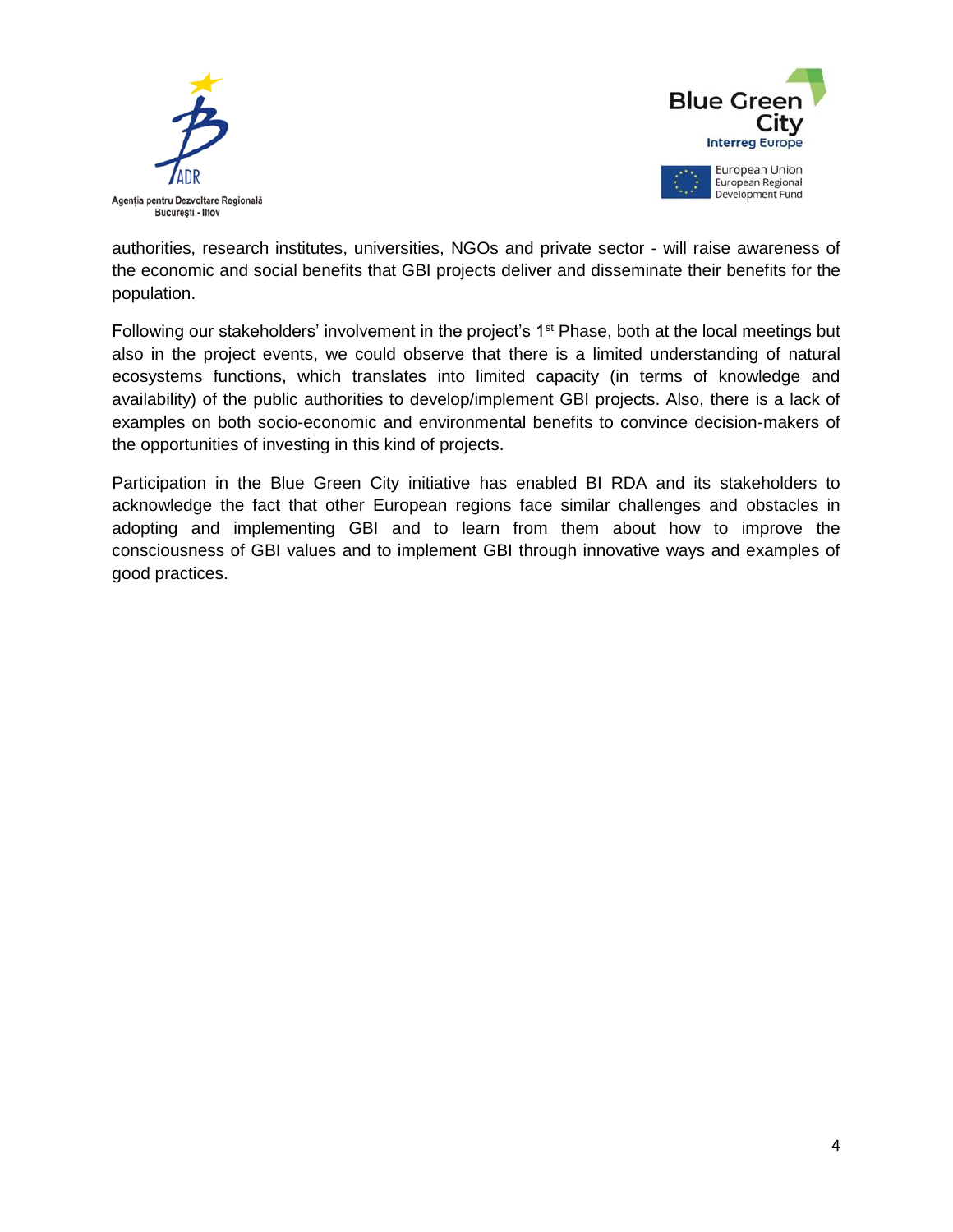authorities, research institutes, universities, NGOs and private sector - will raise awareness of the economic and social benefits that GBI projects deliver and disseminate their benefits for the population.

Following our stakeholders' involvement in the project's 1st Phase, both at the local meetings but also in the project events, we could observe that there is a limited understanding of natural ecosystems functions, which translates into limited capacity (in terms of knowledge and availability) of the public authorities to develop/implement GBI projects. Also, there is a lack of examples on both socio-economic and environmental benefits to convince decision-makers of the opportunities of investing in this kind of projects.

Participation in the Blue Green City initiative has enabled BI RDA and its stakeholders to acknowledge the fact that other European regions face similar challenges and obstacles in adopting and implementing GBI and to learn from them about how to improve the consciousness of GBI values and to implement GBI through innovative ways and examples of good practices.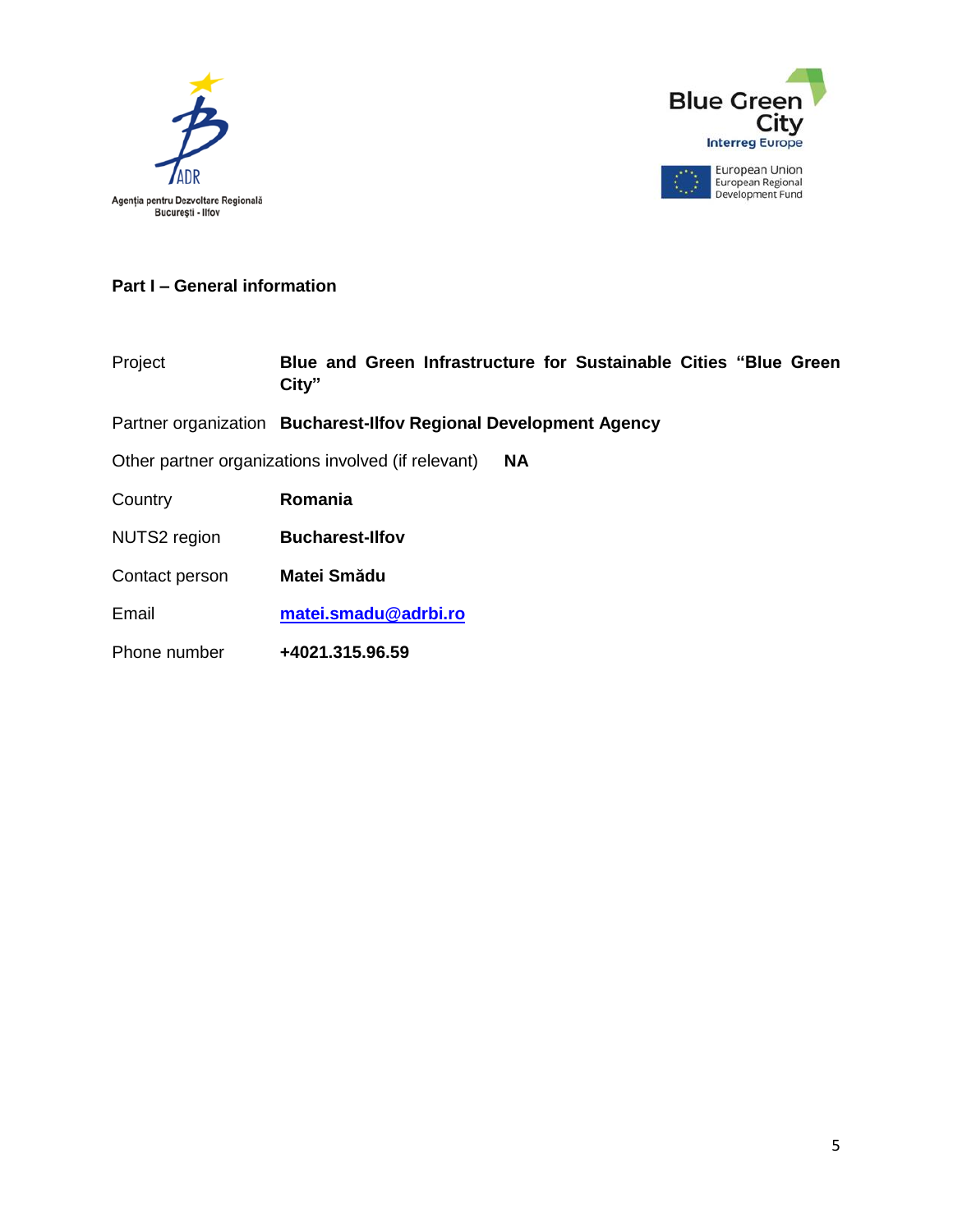## Part I – General information

| | |
|---|---|
| Project | **Blue and Green Infrastructure for Sustainable Cities "Blue Green City"** |
| Partner organization | **Bucharest-Ilfov Regional Development Agency** |
| Other partner organizations involved (if relevant) | **NA** |
| Country | **Romania** |
| NUTS2 region | **Bucharest-Ilfov** |
| Contact person | **Matei Smădu** |
| Email | **matei.smadu@adrbi.ro** |
| Phone number | **+4021.315.96.59** |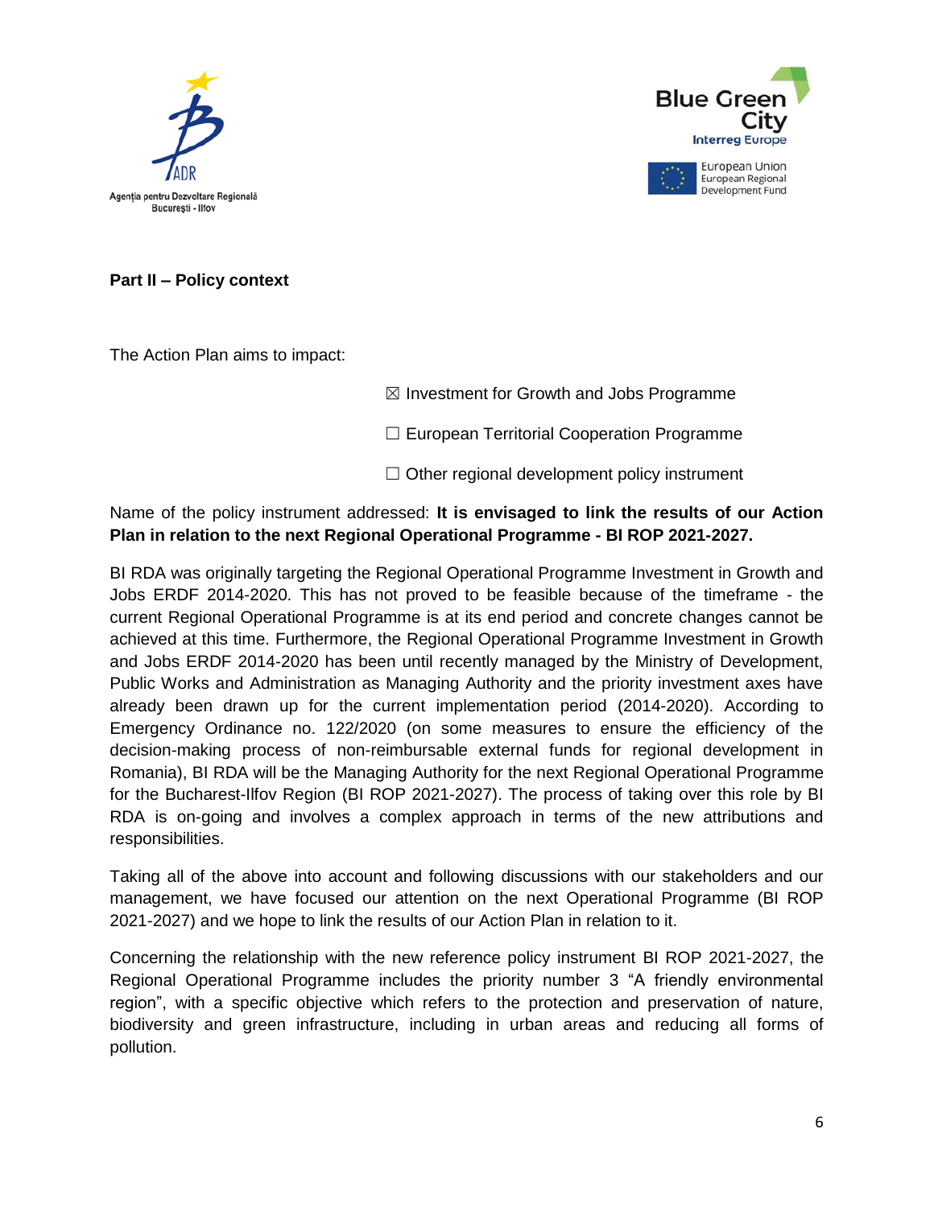**Part II – Policy context**

The Action Plan aims to impact:

☒ Investment for Growth and Jobs Programme

☐ European Territorial Cooperation Programme

☐ Other regional development policy instrument

Name of the policy instrument addressed: **It is envisaged to link the results of our Action Plan in relation to the next Regional Operational Programme - BI ROP 2021-2027.**

BI RDA was originally targeting the Regional Operational Programme Investment in Growth and Jobs ERDF 2014-2020. This has not proved to be feasible because of the timeframe - the current Regional Operational Programme is at its end period and concrete changes cannot be achieved at this time. Furthermore, the Regional Operational Programme Investment in Growth and Jobs ERDF 2014-2020 has been until recently managed by the Ministry of Development, Public Works and Administration as Managing Authority and the priority investment axes have already been drawn up for the current implementation period (2014-2020). According to Emergency Ordinance no. 122/2020 (on some measures to ensure the efficiency of the decision-making process of non-reimbursable external funds for regional development in Romania), BI RDA will be the Managing Authority for the next Regional Operational Programme for the Bucharest-Ilfov Region (BI ROP 2021-2027). The process of taking over this role by BI RDA is on-going and involves a complex approach in terms of the new attributions and responsibilities.

Taking all of the above into account and following discussions with our stakeholders and our management, we have focused our attention on the next Operational Programme (BI ROP 2021-2027) and we hope to link the results of our Action Plan in relation to it.

Concerning the relationship with the new reference policy instrument BI ROP 2021-2027, the Regional Operational Programme includes the priority number 3 "A friendly environmental region", with a specific objective which refers to the protection and preservation of nature, biodiversity and green infrastructure, including in urban areas and reducing all forms of pollution.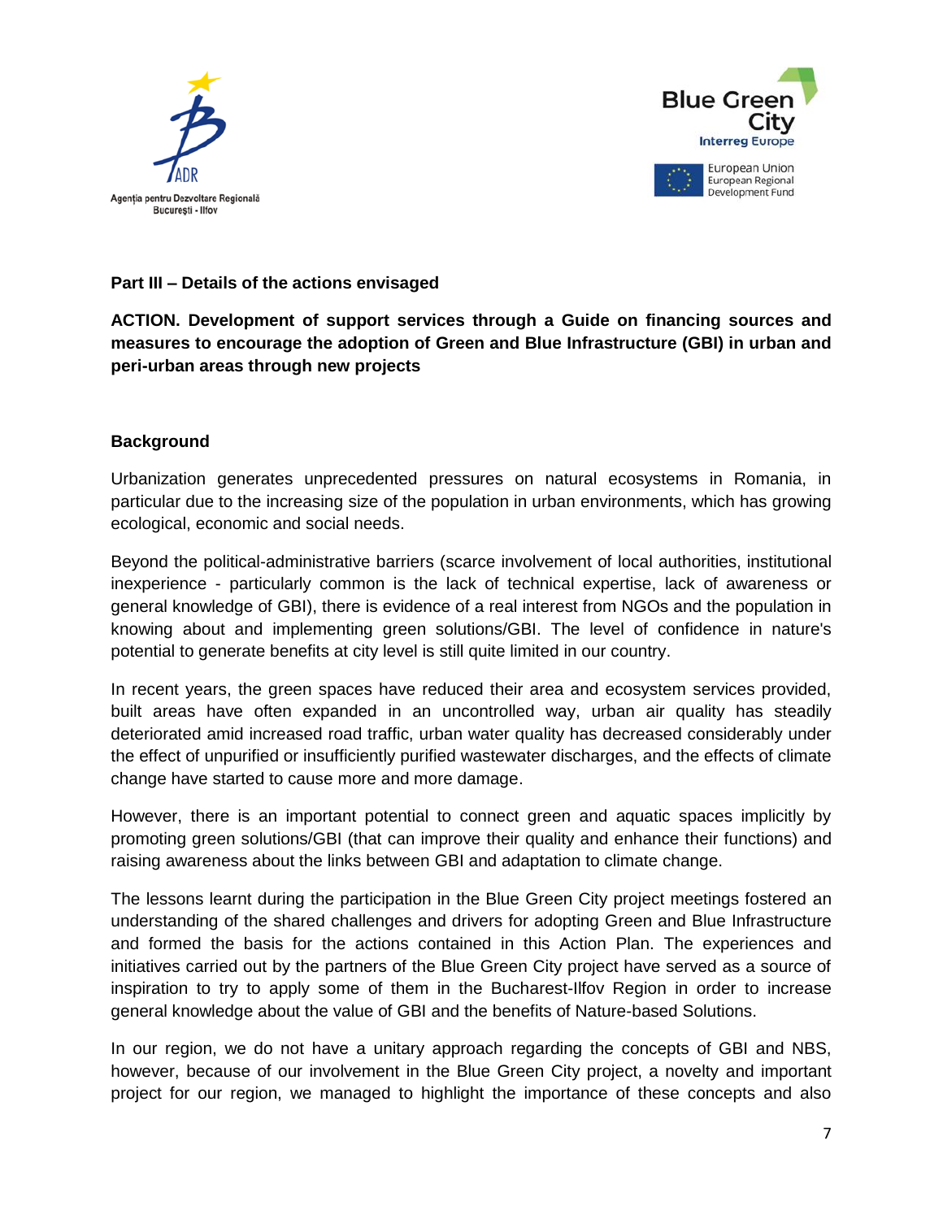**Part III – Details of the actions envisaged**

**ACTION. Development of support services through a Guide on financing sources and measures to encourage the adoption of Green and Blue Infrastructure (GBI) in urban and peri-urban areas through new projects**

**Background**

Urbanization generates unprecedented pressures on natural ecosystems in Romania, in particular due to the increasing size of the population in urban environments, which has growing ecological, economic and social needs.

Beyond the political-administrative barriers (scarce involvement of local authorities, institutional inexperience - particularly common is the lack of technical expertise, lack of awareness or general knowledge of GBI), there is evidence of a real interest from NGOs and the population in knowing about and implementing green solutions/GBI. The level of confidence in nature's potential to generate benefits at city level is still quite limited in our country.

In recent years, the green spaces have reduced their area and ecosystem services provided, built areas have often expanded in an uncontrolled way, urban air quality has steadily deteriorated amid increased road traffic, urban water quality has decreased considerably under the effect of unpurified or insufficiently purified wastewater discharges, and the effects of climate change have started to cause more and more damage.

However, there is an important potential to connect green and aquatic spaces implicitly by promoting green solutions/GBI (that can improve their quality and enhance their functions) and raising awareness about the links between GBI and adaptation to climate change.

The lessons learnt during the participation in the Blue Green City project meetings fostered an understanding of the shared challenges and drivers for adopting Green and Blue Infrastructure and formed the basis for the actions contained in this Action Plan. The experiences and initiatives carried out by the partners of the Blue Green City project have served as a source of inspiration to try to apply some of them in the Bucharest-Ilfov Region in order to increase general knowledge about the value of GBI and the benefits of Nature-based Solutions.

In our region, we do not have a unitary approach regarding the concepts of GBI and NBS, however, because of our involvement in the Blue Green City project, a novelty and important project for our region, we managed to highlight the importance of these concepts and also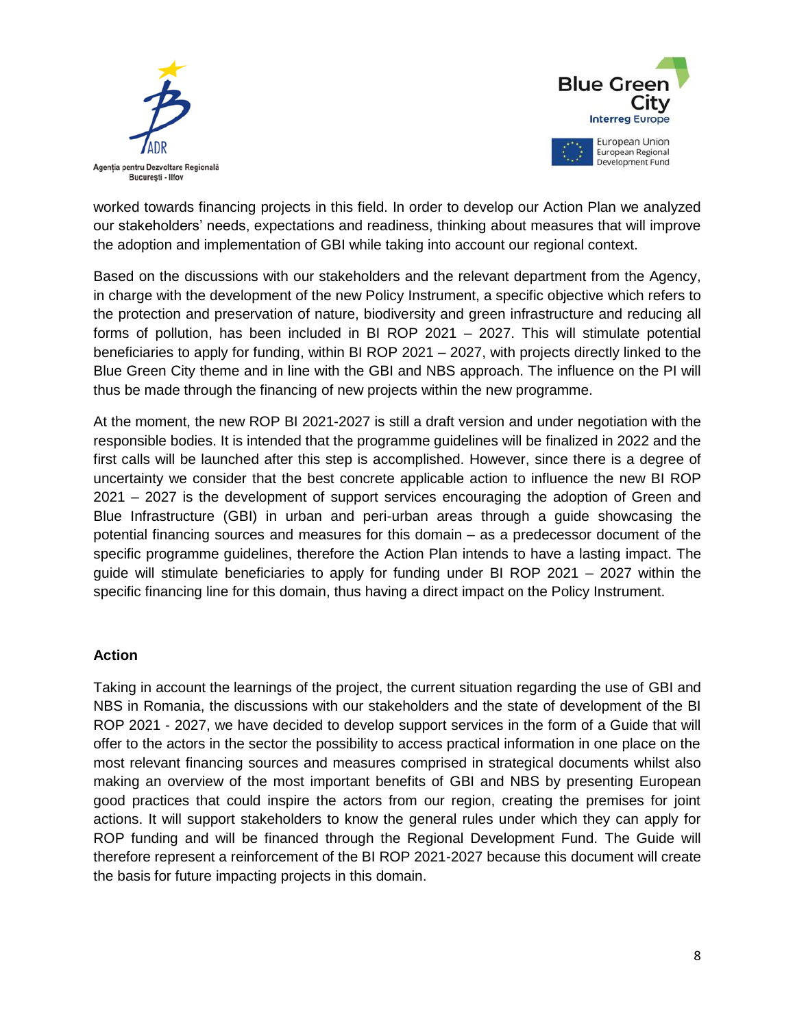worked towards financing projects in this field. In order to develop our Action Plan we analyzed our stakeholders' needs, expectations and readiness, thinking about measures that will improve the adoption and implementation of GBI while taking into account our regional context.

Based on the discussions with our stakeholders and the relevant department from the Agency, in charge with the development of the new Policy Instrument, a specific objective which refers to the protection and preservation of nature, biodiversity and green infrastructure and reducing all forms of pollution, has been included in BI ROP 2021 – 2027. This will stimulate potential beneficiaries to apply for funding, within BI ROP 2021 – 2027, with projects directly linked to the Blue Green City theme and in line with the GBI and NBS approach. The influence on the PI will thus be made through the financing of new projects within the new programme.

At the moment, the new ROP BI 2021-2027 is still a draft version and under negotiation with the responsible bodies. It is intended that the programme guidelines will be finalized in 2022 and the first calls will be launched after this step is accomplished. However, since there is a degree of uncertainty we consider that the best concrete applicable action to influence the new BI ROP 2021 – 2027 is the development of support services encouraging the adoption of Green and Blue Infrastructure (GBI) in urban and peri-urban areas through a guide showcasing the potential financing sources and measures for this domain – as a predecessor document of the specific programme guidelines, therefore the Action Plan intends to have a lasting impact. The guide will stimulate beneficiaries to apply for funding under BI ROP 2021 – 2027 within the specific financing line for this domain, thus having a direct impact on the Policy Instrument.

**Action**

Taking in account the learnings of the project, the current situation regarding the use of GBI and NBS in Romania, the discussions with our stakeholders and the state of development of the BI ROP 2021 - 2027, we have decided to develop support services in the form of a Guide that will offer to the actors in the sector the possibility to access practical information in one place on the most relevant financing sources and measures comprised in strategical documents whilst also making an overview of the most important benefits of GBI and NBS by presenting European good practices that could inspire the actors from our region, creating the premises for joint actions. It will support stakeholders to know the general rules under which they can apply for ROP funding and will be financed through the Regional Development Fund. The Guide will therefore represent a reinforcement of the BI ROP 2021-2027 because this document will create the basis for future impacting projects in this domain.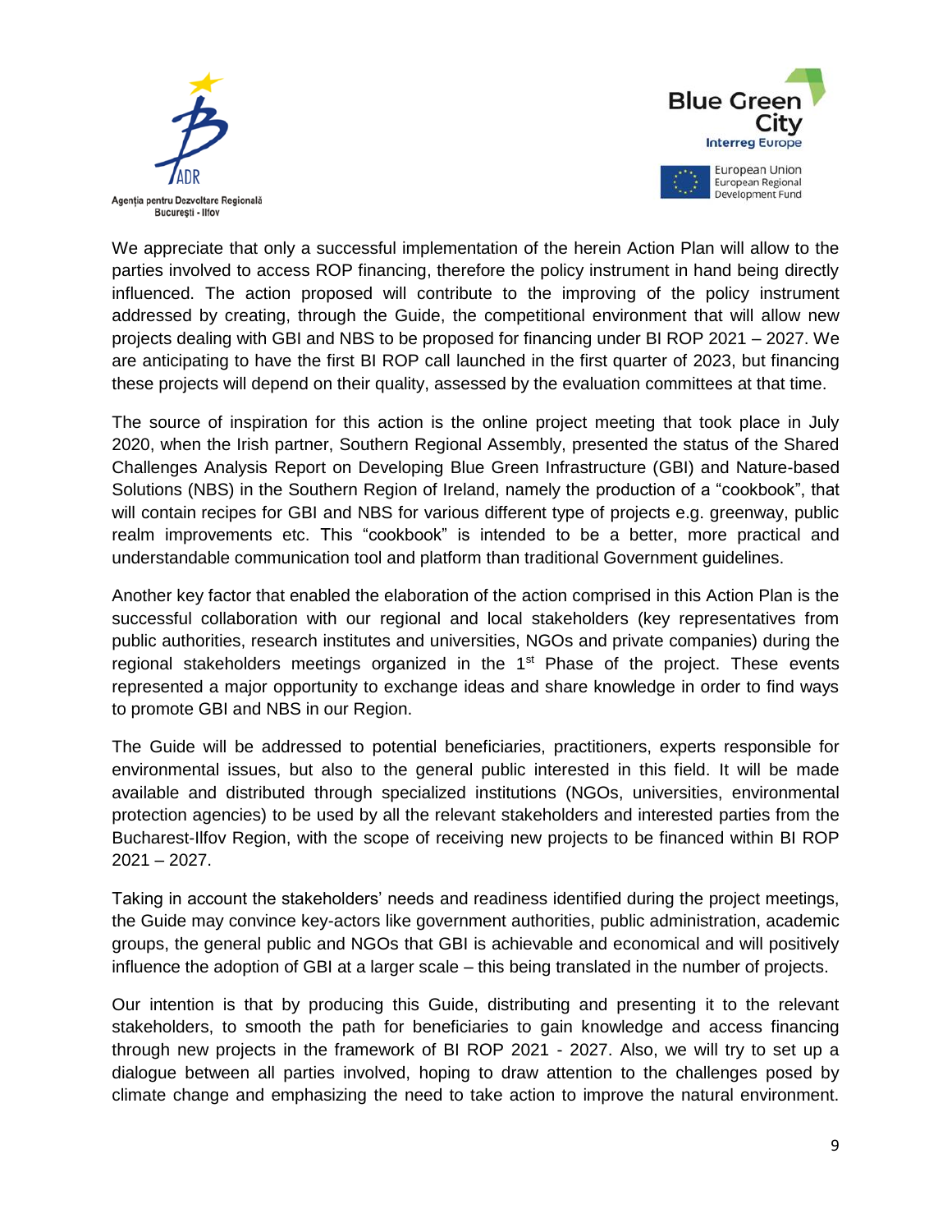We appreciate that only a successful implementation of the herein Action Plan will allow to the parties involved to access ROP financing, therefore the policy instrument in hand being directly influenced. The action proposed will contribute to the improving of the policy instrument addressed by creating, through the Guide, the competitional environment that will allow new projects dealing with GBI and NBS to be proposed for financing under BI ROP 2021 – 2027. We are anticipating to have the first BI ROP call launched in the first quarter of 2023, but financing these projects will depend on their quality, assessed by the evaluation committees at that time.

The source of inspiration for this action is the online project meeting that took place in July 2020, when the Irish partner, Southern Regional Assembly, presented the status of the Shared Challenges Analysis Report on Developing Blue Green Infrastructure (GBI) and Nature-based Solutions (NBS) in the Southern Region of Ireland, namely the production of a "cookbook", that will contain recipes for GBI and NBS for various different type of projects e.g. greenway, public realm improvements etc. This "cookbook" is intended to be a better, more practical and understandable communication tool and platform than traditional Government guidelines.

Another key factor that enabled the elaboration of the action comprised in this Action Plan is the successful collaboration with our regional and local stakeholders (key representatives from public authorities, research institutes and universities, NGOs and private companies) during the regional stakeholders meetings organized in the 1st Phase of the project. These events represented a major opportunity to exchange ideas and share knowledge in order to find ways to promote GBI and NBS in our Region.

The Guide will be addressed to potential beneficiaries, practitioners, experts responsible for environmental issues, but also to the general public interested in this field. It will be made available and distributed through specialized institutions (NGOs, universities, environmental protection agencies) to be used by all the relevant stakeholders and interested parties from the Bucharest-Ilfov Region, with the scope of receiving new projects to be financed within BI ROP 2021 – 2027.

Taking in account the stakeholders' needs and readiness identified during the project meetings, the Guide may convince key-actors like government authorities, public administration, academic groups, the general public and NGOs that GBI is achievable and economical and will positively influence the adoption of GBI at a larger scale – this being translated in the number of projects.

Our intention is that by producing this Guide, distributing and presenting it to the relevant stakeholders, to smooth the path for beneficiaries to gain knowledge and access financing through new projects in the framework of BI ROP 2021 - 2027. Also, we will try to set up a dialogue between all parties involved, hoping to draw attention to the challenges posed by climate change and emphasizing the need to take action to improve the natural environment.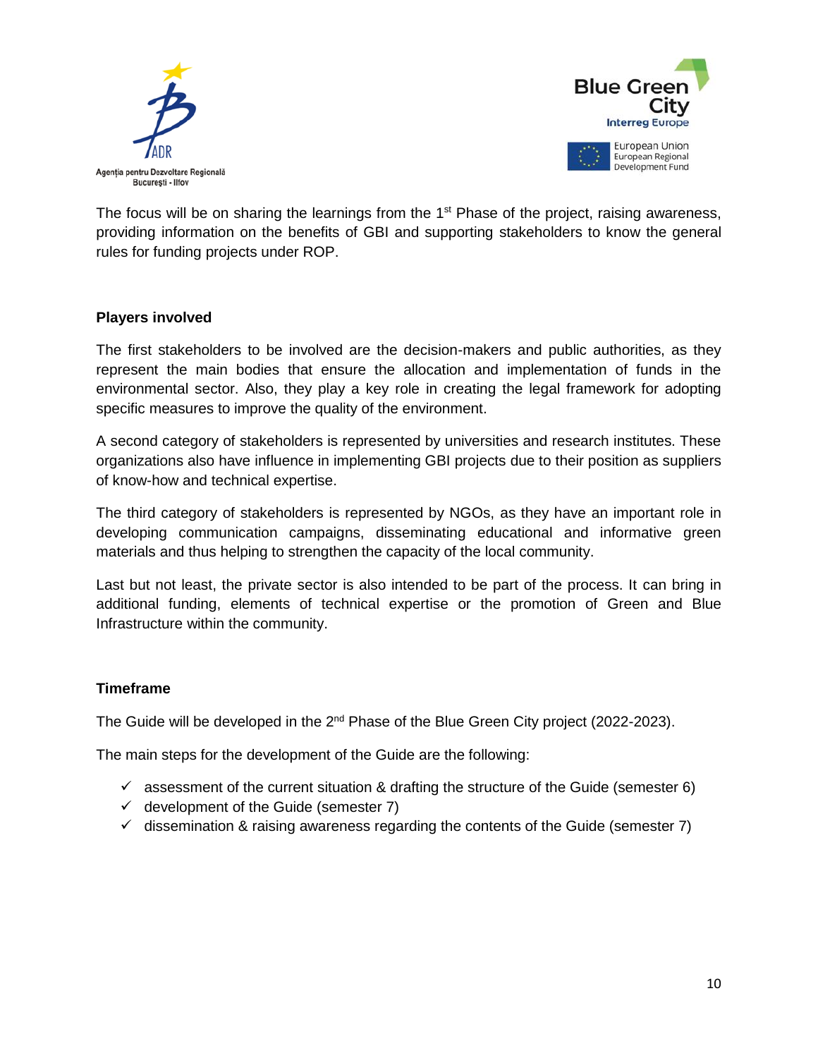The focus will be on sharing the learnings from the 1st Phase of the project, raising awareness, providing information on the benefits of GBI and supporting stakeholders to know the general rules for funding projects under ROP.

**Players involved**

The first stakeholders to be involved are the decision-makers and public authorities, as they represent the main bodies that ensure the allocation and implementation of funds in the environmental sector. Also, they play a key role in creating the legal framework for adopting specific measures to improve the quality of the environment.

A second category of stakeholders is represented by universities and research institutes. These organizations also have influence in implementing GBI projects due to their position as suppliers of know-how and technical expertise.

The third category of stakeholders is represented by NGOs, as they have an important role in developing communication campaigns, disseminating educational and informative green materials and thus helping to strengthen the capacity of the local community.

Last but not least, the private sector is also intended to be part of the process. It can bring in additional funding, elements of technical expertise or the promotion of Green and Blue Infrastructure within the community.

**Timeframe**

The Guide will be developed in the 2nd Phase of the Blue Green City project (2022-2023).

The main steps for the development of the Guide are the following:

- ✓ assessment of the current situation & drafting the structure of the Guide (semester 6)
- ✓ development of the Guide (semester 7)
- ✓ dissemination & raising awareness regarding the contents of the Guide (semester 7)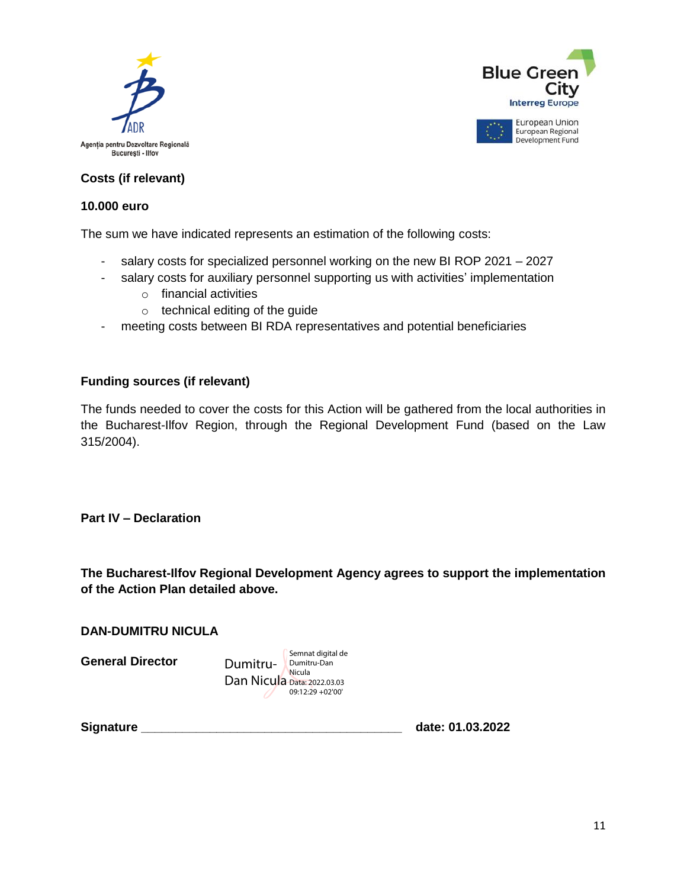**Costs (if relevant)**

**10.000 euro**

The sum we have indicated represents an estimation of the following costs:

- salary costs for specialized personnel working on the new BI ROP 2021 – 2027
- salary costs for auxiliary personnel supporting us with activities' implementation
  - financial activities
  - technical editing of the guide
- meeting costs between BI RDA representatives and potential beneficiaries

**Funding sources (if relevant)**

The funds needed to cover the costs for this Action will be gathered from the local authorities in the Bucharest-Ilfov Region, through the Regional Development Fund (based on the Law 315/2004).

**Part IV – Declaration**

**The Bucharest-Ilfov Regional Development Agency agrees to support the implementation of the Action Plan detailed above.**

**DAN-DUMITRU NICULA**

**General Director**

Dumitru-Dan Nicula

Semnat digital de Dumitru-Dan Nicula
Data: 2022.03.03 09:12:29 +02'00'

**Signature** ______________________________________ **date: 01.03.2022**